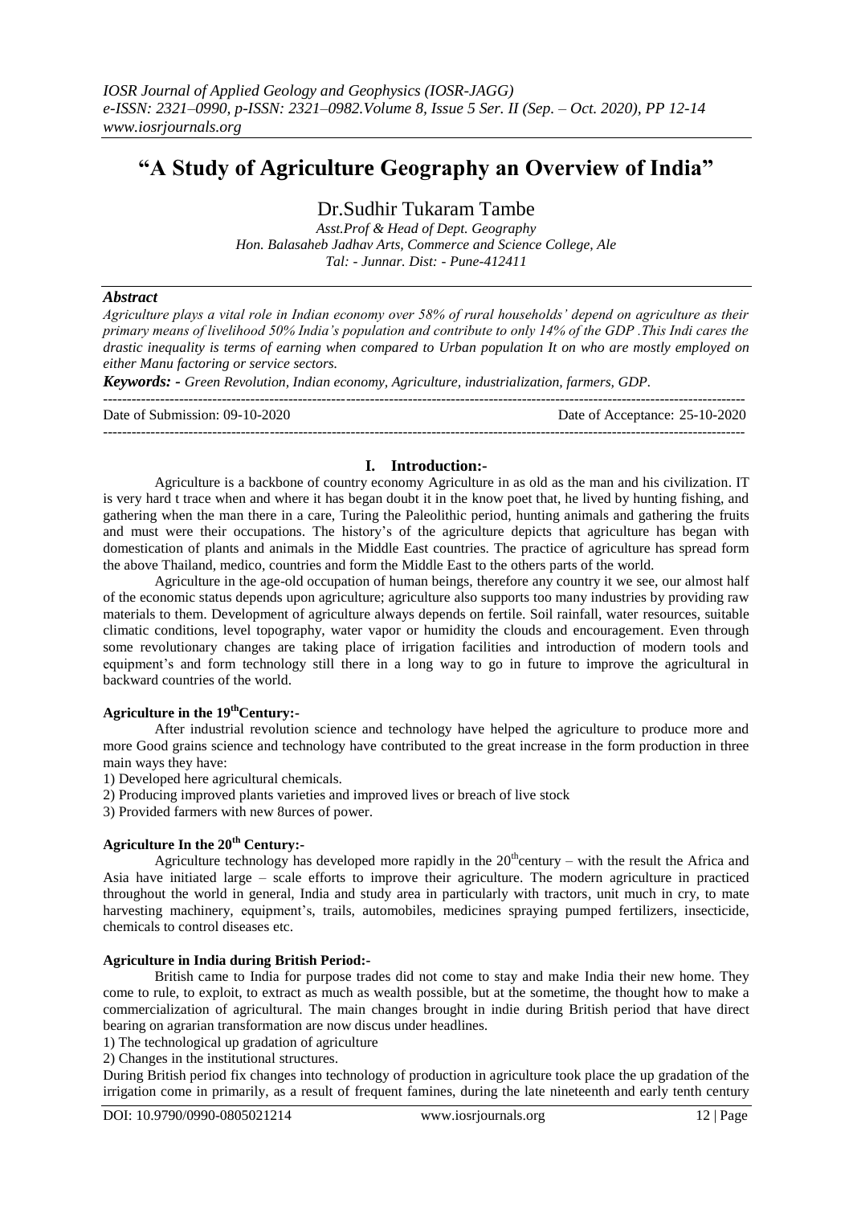# "A Study of Agriculture Geography an Overview of India"

## Dr.Sudhir Tukaram Tambe

*Asst.Prof & Head of Dept. Geography*
*Hon. Balasaheb Jadhav Arts, Commerce and Science College, Ale*
*Tal: - Junnar. Dist: - Pune-412411*

### *Abstract*

*Agriculture plays a vital role in Indian economy over 58% of rural households' depend on agriculture as their primary means of livelihood 50% India's population and contribute to only 14% of the GDP .This Indi cares the drastic inequality is terms of earning when compared to Urban population It on who are mostly employed on either Manu factoring or service sectors.*

***Keywords: -*** *Green Revolution, Indian economy, Agriculture, industrialization, farmers, GDP.*

---

Date of Submission: 09-10-2020 Date of Acceptance: 25-10-2020

---

## I. Introduction:-

Agriculture is a backbone of country economy Agriculture in as old as the man and his civilization. IT is very hard t trace when and where it has began doubt it in the know poet that, he lived by hunting fishing, and gathering when the man there in a care, Turing the Paleolithic period, hunting animals and gathering the fruits and must were their occupations. The history's of the agriculture depicts that agriculture has began with domestication of plants and animals in the Middle East countries. The practice of agriculture has spread form the above Thailand, medico, countries and form the Middle East to the others parts of the world.

Agriculture in the age-old occupation of human beings, therefore any country it we see, our almost half of the economic status depends upon agriculture; agriculture also supports too many industries by providing raw materials to them. Development of agriculture always depends on fertile. Soil rainfall, water resources, suitable climatic conditions, level topography, water vapor or humidity the clouds and encouragement. Even through some revolutionary changes are taking place of irrigation facilities and introduction of modern tools and equipment's and form technology still there in a long way to go in future to improve the agricultural in backward countries of the world.

### Agriculture in the 19$^{th}$Century:-

After industrial revolution science and technology have helped the agriculture to produce more and more Good grains science and technology have contributed to the great increase in the form production in three main ways they have:

1) Developed here agricultural chemicals.
2) Producing improved plants varieties and improved lives or breach of live stock
3) Provided farmers with new 8urces of power.

### Agriculture In the 20$^{th}$ Century:-

Agriculture technology has developed more rapidly in the 20$^{th}$century – with the result the Africa and Asia have initiated large – scale efforts to improve their agriculture. The modern agriculture in practiced throughout the world in general, India and study area in particularly with tractors, unit much in cry, to mate harvesting machinery, equipment's, trails, automobiles, medicines spraying pumped fertilizers, insecticide, chemicals to control diseases etc.

### Agriculture in India during British Period:-

British came to India for purpose trades did not come to stay and make India their new home. They come to rule, to exploit, to extract as much as wealth possible, but at the sometime, the thought how to make a commercialization of agricultural. The main changes brought in indie during British period that have direct bearing on agrarian transformation are now discus under headlines.

1) The technological up gradation of agriculture
2) Changes in the institutional structures.

During British period fix changes into technology of production in agriculture took place the up gradation of the irrigation come in primarily, as a result of frequent famines, during the late nineteenth and early tenth century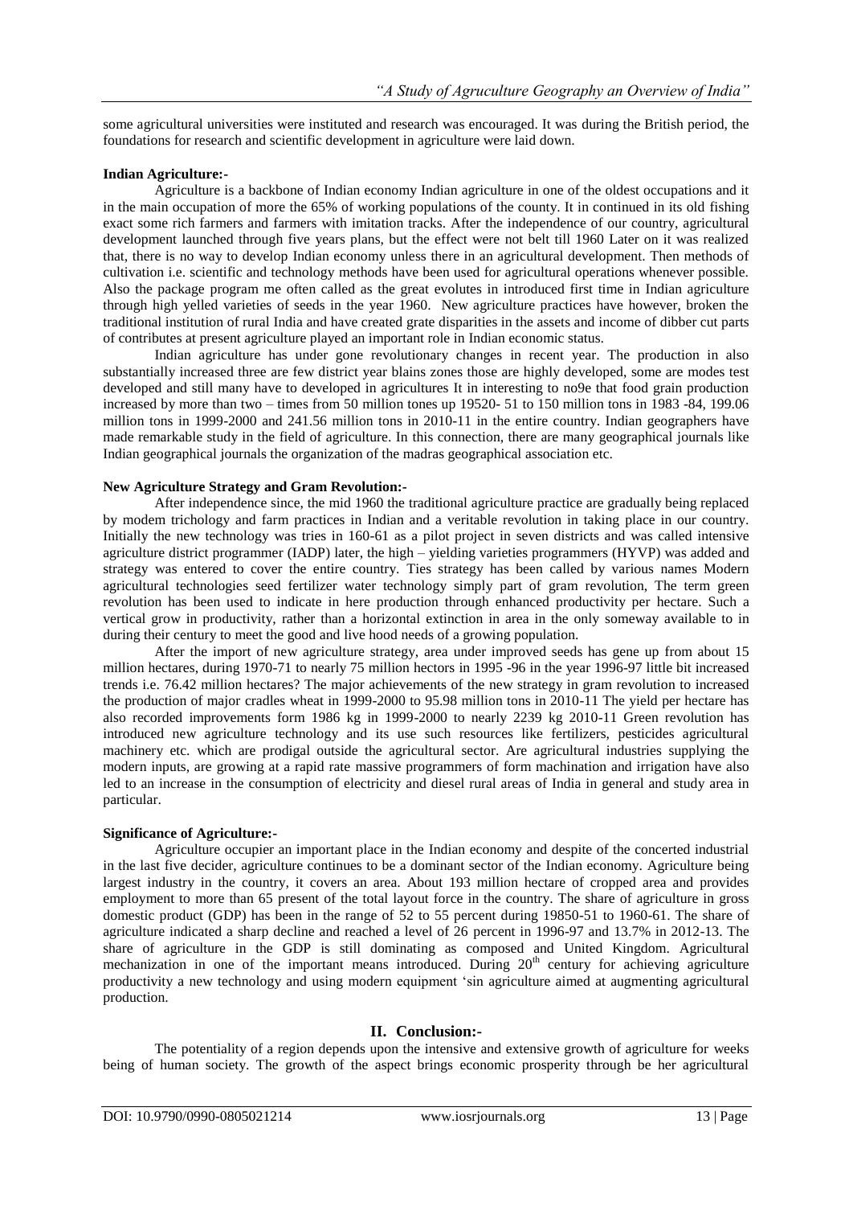some agricultural universities were instituted and research was encouraged. It was during the British period, the foundations for research and scientific development in agriculture were laid down.

**Indian Agriculture:-**

Agriculture is a backbone of Indian economy Indian agriculture in one of the oldest occupations and it in the main occupation of more the 65% of working populations of the county. It in continued in its old fishing exact some rich farmers and farmers with imitation tracks. After the independence of our country, agricultural development launched through five years plans, but the effect were not belt till 1960 Later on it was realized that, there is no way to develop Indian economy unless there in an agricultural development. Then methods of cultivation i.e. scientific and technology methods have been used for agricultural operations whenever possible. Also the package program me often called as the great evolutes in introduced first time in Indian agriculture through high yelled varieties of seeds in the year 1960. New agriculture practices have however, broken the traditional institution of rural India and have created grate disparities in the assets and income of dibber cut parts of contributes at present agriculture played an important role in Indian economic status.

Indian agriculture has under gone revolutionary changes in recent year. The production in also substantially increased three are few district year blains zones those are highly developed, some are modes test developed and still many have to developed in agricultures It in interesting to no9e that food grain production increased by more than two – times from 50 million tones up 19520- 51 to 150 million tons in 1983 -84, 199.06 million tons in 1999-2000 and 241.56 million tons in 2010-11 in the entire country. Indian geographers have made remarkable study in the field of agriculture. In this connection, there are many geographical journals like Indian geographical journals the organization of the madras geographical association etc.

**New Agriculture Strategy and Gram Revolution:-**

After independence since, the mid 1960 the traditional agriculture practice are gradually being replaced by modem trichology and farm practices in Indian and a veritable revolution in taking place in our country. Initially the new technology was tries in 160-61 as a pilot project in seven districts and was called intensive agriculture district programmer (IADP) later, the high – yielding varieties programmers (HYVP) was added and strategy was entered to cover the entire country. Ties strategy has been called by various names Modern agricultural technologies seed fertilizer water technology simply part of gram revolution, The term green revolution has been used to indicate in here production through enhanced productivity per hectare. Such a vertical grow in productivity, rather than a horizontal extinction in area in the only someway available to in during their century to meet the good and live hood needs of a growing population.

After the import of new agriculture strategy, area under improved seeds has gene up from about 15 million hectares, during 1970-71 to nearly 75 million hectors in 1995 -96 in the year 1996-97 little bit increased trends i.e. 76.42 million hectares? The major achievements of the new strategy in gram revolution to increased the production of major cradles wheat in 1999-2000 to 95.98 million tons in 2010-11 The yield per hectare has also recorded improvements form 1986 kg in 1999-2000 to nearly 2239 kg 2010-11 Green revolution has introduced new agriculture technology and its use such resources like fertilizers, pesticides agricultural machinery etc. which are prodigal outside the agricultural sector. Are agricultural industries supplying the modern inputs, are growing at a rapid rate massive programmers of form machination and irrigation have also led to an increase in the consumption of electricity and diesel rural areas of India in general and study area in particular.

**Significance of Agriculture:-**

Agriculture occupier an important place in the Indian economy and despite of the concerted industrial in the last five decider, agriculture continues to be a dominant sector of the Indian economy. Agriculture being largest industry in the country, it covers an area. About 193 million hectare of cropped area and provides employment to more than 65 present of the total layout force in the country. The share of agriculture in gross domestic product (GDP) has been in the range of 52 to 55 percent during 19850-51 to 1960-61. The share of agriculture indicated a sharp decline and reached a level of 26 percent in 1996-97 and 13.7% in 2012-13. The share of agriculture in the GDP is still dominating as composed and United Kingdom. Agricultural mechanization in one of the important means introduced. During 20$^{th}$ century for achieving agriculture productivity a new technology and using modern equipment 'sin agriculture aimed at augmenting agricultural production.

## II. Conclusion:-

The potentiality of a region depends upon the intensive and extensive growth of agriculture for weeks being of human society. The growth of the aspect brings economic prosperity through be her agricultural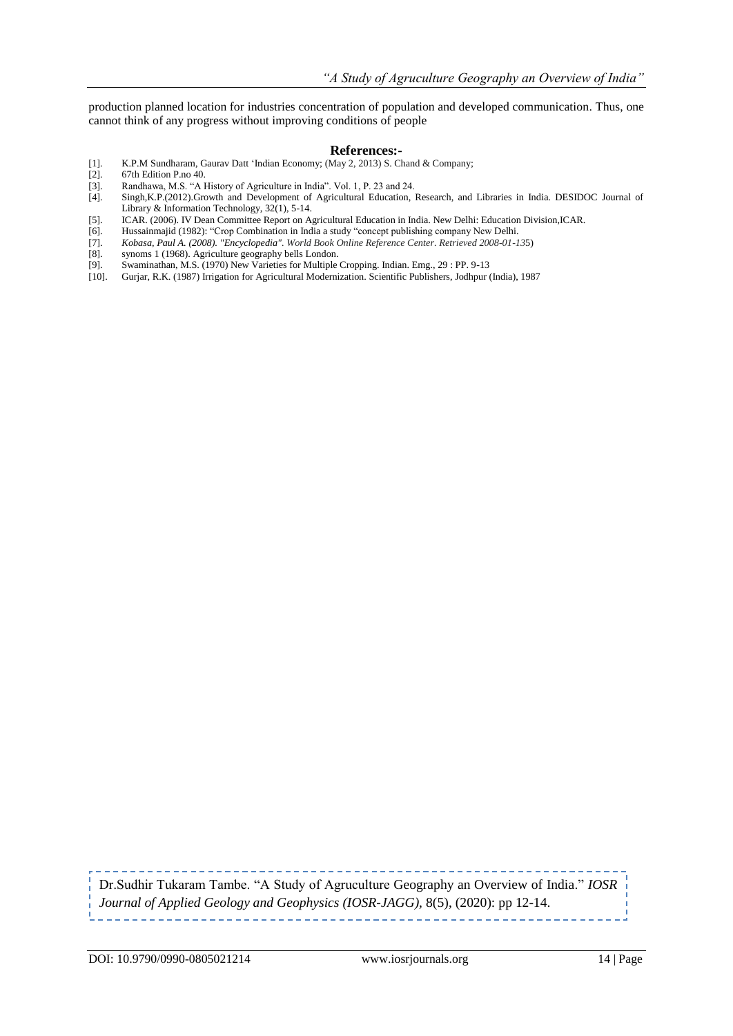production planned location for industries concentration of population and developed communication. Thus, one cannot think of any progress without improving conditions of people

## References:-

[1]. K.P.M Sundharam, Gaurav Datt 'Indian Economy; (May 2, 2013) S. Chand & Company;

[2]. 67th Edition P.no 40.

[3]. Randhawa, M.S. "A History of Agriculture in India". Vol. 1, P. 23 and 24.

[4]. Singh,K.P.(2012).Growth and Development of Agricultural Education, Research, and Libraries in India. DESIDOC Journal of Library & Information Technology, 32(1), 5-14.

[5]. ICAR. (2006). IV Dean Committee Report on Agricultural Education in India. New Delhi: Education Division,ICAR.

[6]. Hussainmajid (1982): "Crop Combination in India a study "concept publishing company New Delhi.

[7]. *Kobasa, Paul A. (2008). "Encyclopedia". World Book Online Reference Center. Retrieved 2008-01-13*5)

[8]. synoms 1 (1968). Agriculture geography bells London.

[9]. Swaminathan, M.S. (1970) New Varieties for Multiple Cropping. Indian. Emg., 29 : PP. 9-13

[10]. Gurjar, R.K. (1987) Irrigation for Agricultural Modernization. Scientific Publishers, Jodhpur (India), 1987

Dr.Sudhir Tukaram Tambe. "A Study of Agruculture Geography an Overview of India." *IOSR Journal of Applied Geology and Geophysics (IOSR-JAGG),* 8(5), (2020): pp 12-14.